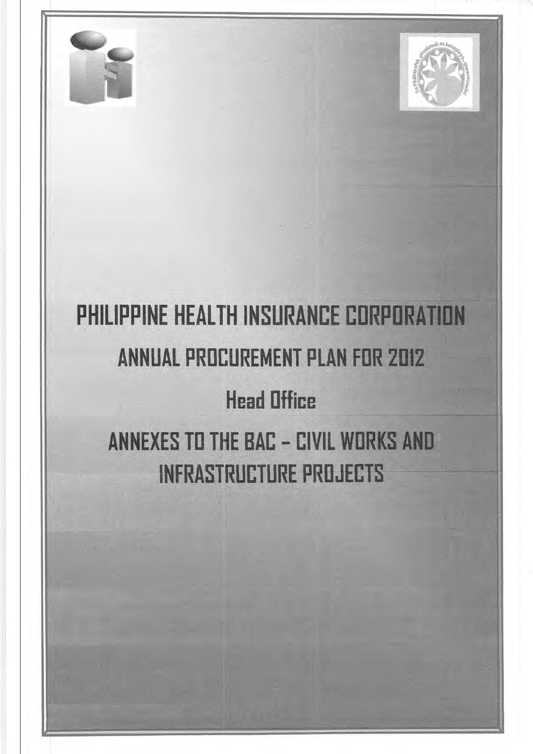# PHILIPPINE HEALTH INSURANCE CORPORATION

## ANNUAL PROCUREMENT PLAN FOR 2012

## Head Office

## ANNEXES TO THE BAC – CIVIL WORKS AND INFRASTRUCTURE PROJECTS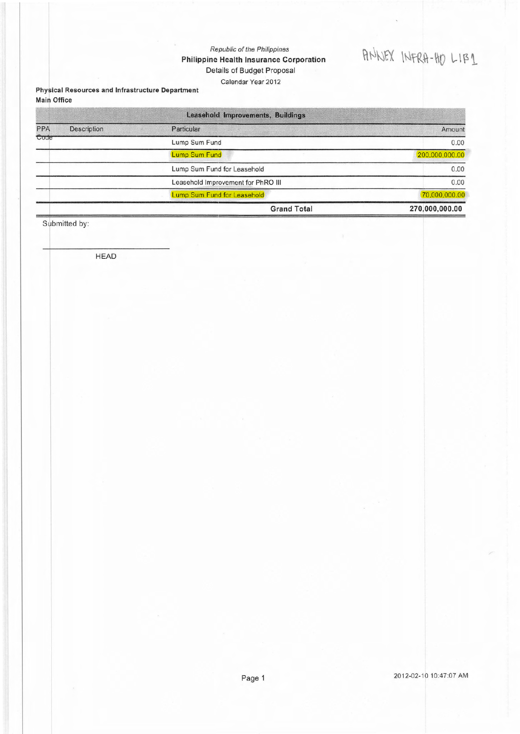ANNEX INFRA-HO LIB1

*Republic of the Philippines*

**Philippine Health Insurance Corporation**

Details of Budget Proposal

Calendar Year 2012

**Physical Resources and Infrastructure Department**

**Main Office**

| Leasehold Improvements, Buildings | | | |
|---|---|---|---|
| PPA Code | Description | Particular | Amount |
| | | Lump Sum Fund | 0.00 |
| | | Lump Sum Fund | 200,000,000.00 |
| | | Lump Sum Fund for Leasehold | 0.00 |
| | | Leasehold Improvement for PhRO III | 0.00 |
| | | Lump Sum Fund for Leasehold | 70,000,000.00 |
| | | **Grand Total** | **270,000,000.00** |

Submitted by:

_______________________________

HEAD

2012-02-10 10:47:07 AM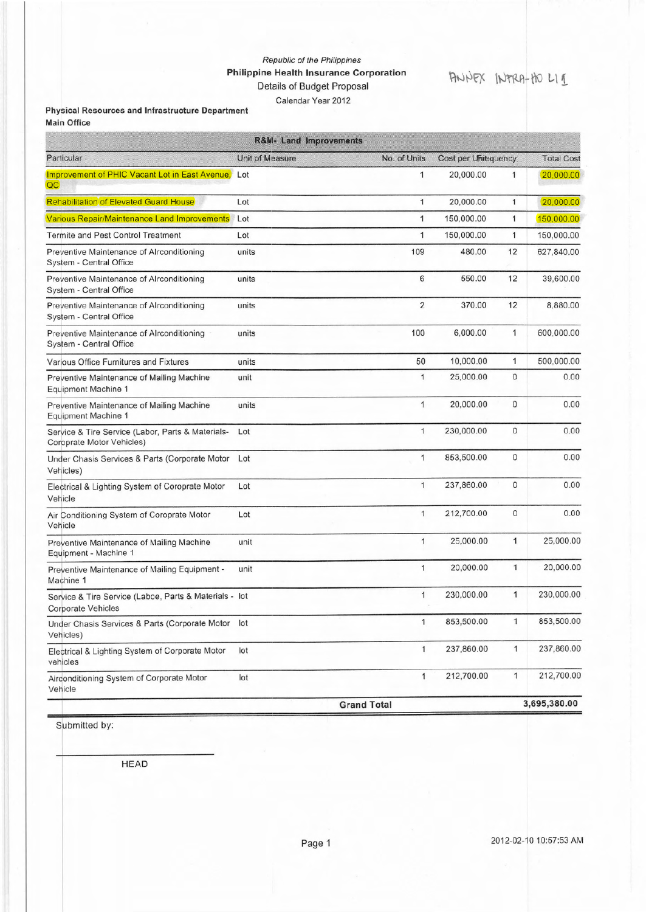*Republic of the Philippines*

**Philippine Health Insurance Corporation**

Details of Budget Proposal

Calendar Year 2012

ANNEX INTRA-HO L I 1

**Physical Resources and Infrastructure Department**

**Main Office**

| R&M- Land Improvements | | | | | |
|---|---|---|---|---|---|
| Particular | Unit of Measure | No. of Units | Cost per Unit | Frequency | Total Cost |
| Improvement of PHIC Vacant Lot in East Avenue, QC | Lot | 1 | 20,000.00 | 1 | 20,000.00 |
| Rehabilitation of Elevated Guard House | Lot | 1 | 20,000.00 | 1 | 20,000.00 |
| Various Repair/Maintenance Land Improvements | Lot | 1 | 150,000.00 | 1 | 150,000.00 |
| Termite and Pest Control Treatment | Lot | 1 | 150,000.00 | 1 | 150,000.00 |
| Preventive Maintenance of Airconditioning System - Central Office | units | 109 | 480.00 | 12 | 627,840.00 |
| Preventive Maintenance of Airconditioning System - Central Office | units | 6 | 550.00 | 12 | 39,600.00 |
| Preventive Maintenance of Airconditioning System - Central Office | units | 2 | 370.00 | 12 | 8,880.00 |
| Preventive Maintenance of Airconditioning System - Central Office | units | 100 | 6,000.00 | 1 | 600,000.00 |
| Various Office Furnitures and Fixtures | units | 50 | 10,000.00 | 1 | 500,000.00 |
| Preventive Maintenance of Mailing Machine Equipment Machine 1 | unit | 1 | 25,000.00 | 0 | 0.00 |
| Preventive Maintenance of Mailing Machine Equipment Machine 1 | units | 1 | 20,000.00 | 0 | 0.00 |
| Service & Tire Service (Labor, Parts & Materials- Coprprate Motor Vehicles) | Lot | 1 | 230,000.00 | 0 | 0.00 |
| Under Chasis Services & Parts (Corporate Motor Vehicles) | Lot | 1 | 853,500.00 | 0 | 0.00 |
| Electrical & Lighting System of Coroprate Motor Vehicle | Lot | 1 | 237,860.00 | 0 | 0.00 |
| Air Conditioning System of Coroprate Motor Vehicle | Lot | 1 | 212,700.00 | 0 | 0.00 |
| Preventive Maintenance of Mailing Machine Equipment - Machine 1 | unit | 1 | 25,000.00 | 1 | 25,000.00 |
| Preventive Maintenance of Mailing Equipment - Machine 1 | unit | 1 | 20,000.00 | 1 | 20,000.00 |
| Service & Tire Service (Laboe, Parts & Materials - Corporate Vehicles | lot | 1 | 230,000.00 | 1 | 230,000.00 |
| Under Chasis Services & Parts (Corporate Motor Vehicles) | lot | 1 | 853,500.00 | 1 | 853,500.00 |
| Electrical & Lighting System of Corporate Motor vehicles | lot | 1 | 237,860.00 | 1 | 237,860.00 |
| Airconditioning System of Corporate Motor Vehicle | lot | 1 | 212,700.00 | 1 | 212,700.00 |
| | | **Grand Total** | | | **3,695,380.00** |

Submitted by:

HEAD

2012-02-10 10:57:53 AM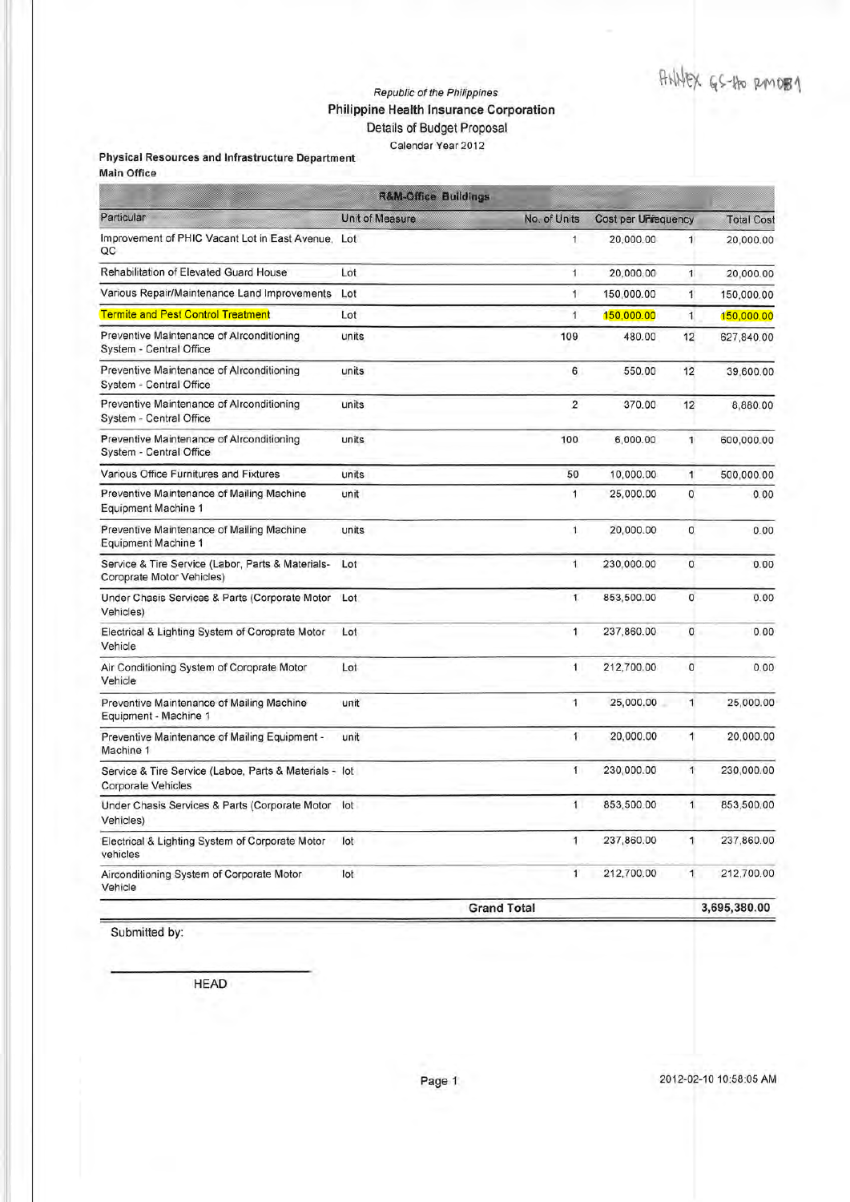ANNEX GS-HO RM081

*Republic of the Philippines*

**Philippine Health Insurance Corporation**

Details of Budget Proposal

Calendar Year 2012

**Physical Resources and Infrastructure Department**

**Main Office**

| R&M-Office Buildings | | | | | |
|---|---|---|---|---|---|
| Particular | Unit of Measure | No. of Units | Cost per Unit | Frequency | Total Cost |
| Improvement of PHIC Vacant Lot in East Avenue, QC | Lot | 1 | 20,000.00 | 1 | 20,000.00 |
| Rehabilitation of Elevated Guard House | Lot | 1 | 20,000.00 | 1 | 20,000.00 |
| Various Repair/Maintenance Land Improvements | Lot | 1 | 150,000.00 | 1 | 150,000.00 |
| Termite and Pest Control Treatment | Lot | 1 | 150,000.00 | 1 | 150,000.00 |
| Preventive Maintenance of Airconditioning System - Central Office | units | 109 | 480.00 | 12 | 627,840.00 |
| Preventive Maintenance of Airconditioning System - Central Office | units | 6 | 550.00 | 12 | 39,600.00 |
| Preventive Maintenance of Airconditioning System - Central Office | units | 2 | 370.00 | 12 | 8,880.00 |
| Preventive Maintenance of Airconditioning System - Central Office | units | 100 | 6,000.00 | 1 | 600,000.00 |
| Various Office Furnitures and Fixtures | units | 50 | 10,000.00 | 1 | 500,000.00 |
| Preventive Maintenance of Mailing Machine Equipment Machine 1 | unit | 1 | 25,000.00 | 0 | 0.00 |
| Preventive Maintenance of Mailing Machine Equipment Machine 1 | units | 1 | 20,000.00 | 0 | 0.00 |
| Service & Tire Service (Labor, Parts & Materials- Coroprate Motor Vehicles) | Lot | 1 | 230,000.00 | 0 | 0.00 |
| Under Chasis Services & Parts (Corporate Motor Vehicles) | Lot | 1 | 853,500.00 | 0 | 0.00 |
| Electrical & Lighting System of Coroprate Motor Vehicle | Lot | 1 | 237,860.00 | 0 | 0.00 |
| Air Conditioning System of Coroprate Motor Vehicle | Lot | 1 | 212,700.00 | 0 | 0.00 |
| Preventive Maintenance of Mailing Machine Equipment - Machine 1 | unit | 1 | 25,000.00 | 1 | 25,000.00 |
| Preventive Maintenance of Mailing Equipment - Machine 1 | unit | 1 | 20,000.00 | 1 | 20,000.00 |
| Service & Tire Service (Laboe, Parts & Materials - Corporate Vehicles | lot | 1 | 230,000.00 | 1 | 230,000.00 |
| Under Chasis Services & Parts (Corporate Motor Vehicles) | lot | 1 | 853,500.00 | 1 | 853,500.00 |
| Electrical & Lighting System of Corporate Motor vehicles | lot | 1 | 237,860.00 | 1 | 237,860.00 |
| Airconditioning System of Corporate Motor Vehicle | lot | 1 | 212,700.00 | 1 | 212,700.00 |
| | | **Grand Total** | | | **3,695,380.00** |

Submitted by:

HEAD

2012-02-10 10:58:05 AM